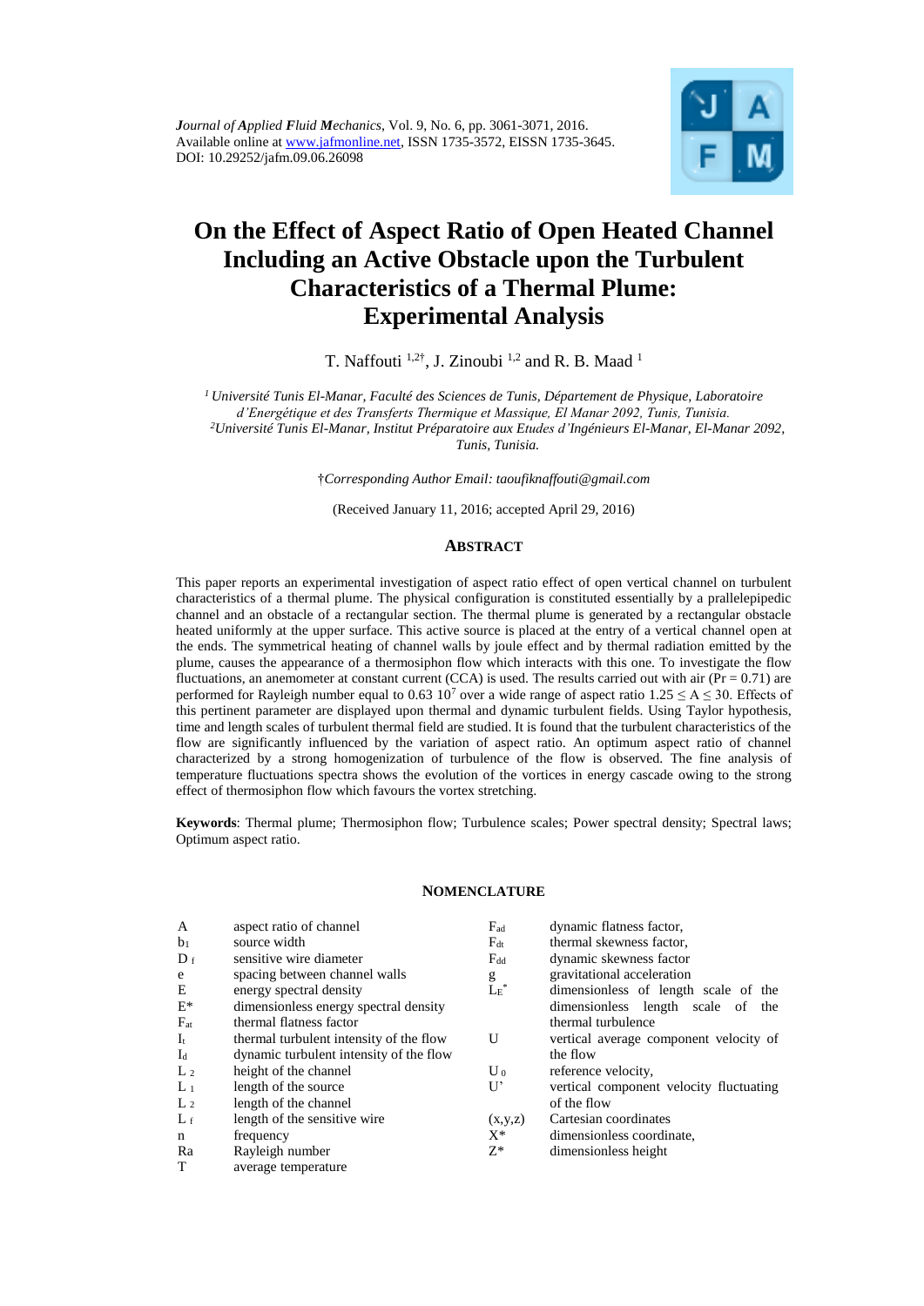*Journal of Applied Fluid Mechanics*, Vol. 9, No. 6, pp. 3061-3071, 2016.
Available online at www.jafmonline.net, ISSN 1735-3572, EISSN 1735-3645.
DOI: 10.29252/jafm.09.06.26098

# On the Effect of Aspect Ratio of Open Heated Channel Including an Active Obstacle upon the Turbulent Characteristics of a Thermal Plume: Experimental Analysis

T. Naffouti [1,2†], J. Zinoubi [1,2] and R. B. Maad [1]

*[1] Université Tunis El-Manar, Faculté des Sciences de Tunis, Département de Physique, Laboratoire d'Energétique et des Transferts Thermique et Massique, El Manar 2092, Tunis, Tunisia.*
*[2] Université Tunis El-Manar, Institut Préparatoire aux Etudes d'Ingénieurs El-Manar, El-Manar 2092, Tunis, Tunisia.*

†*Corresponding Author Email: taoufiknaffouti@gmail.com*

(Received January 11, 2016; accepted April 29, 2016)

## ABSTRACT

This paper reports an experimental investigation of aspect ratio effect of open vertical channel on turbulent characteristics of a thermal plume. The physical configuration is constituted essentially by a prallelepipedic channel and an obstacle of a rectangular section. The thermal plume is generated by a rectangular obstacle heated uniformly at the upper surface. This active source is placed at the entry of a vertical channel open at the ends. The symmetrical heating of channel walls by joule effect and by thermal radiation emitted by the plume, causes the appearance of a thermosiphon flow which interacts with this one. To investigate the flow fluctuations, an anemometer at constant current (CCA) is used. The results carried out with air ($Pr = 0.71$) are performed for Rayleigh number equal to $0.63\ 10^7$ over a wide range of aspect ratio $1.25 \leq A \leq 30$. Effects of this pertinent parameter are displayed upon thermal and dynamic turbulent fields. Using Taylor hypothesis, time and length scales of turbulent thermal field are studied. It is found that the turbulent characteristics of the flow are significantly influenced by the variation of aspect ratio. An optimum aspect ratio of channel characterized by a strong homogenization of turbulence of the flow is observed. The fine analysis of temperature fluctuations spectra shows the evolution of the vortices in energy cascade owing to the strong effect of thermosiphon flow which favours the vortex stretching.

**Keywords**: Thermal plume; Thermosiphon flow; Turbulence scales; Power spectral density; Spectral laws; Optimum aspect ratio.

## NOMENCLATURE

| | | | |
|---|---|---|---|
| $A$ | aspect ratio of channel | $F_{ad}$ | dynamic flatness factor, |
| $b_1$ | source width | $F_{dt}$ | thermal skewness factor, |
| $D_f$ | sensitive wire diameter | $F_{dd}$ | dynamic skewness factor |
| $e$ | spacing between channel walls | $g$ | gravitational acceleration |
| $E$ | energy spectral density | $L_E^*$ | dimensionless of length scale of the dimensionless length scale of the thermal turbulence |
| $E^*$ | dimensionless energy spectral density | | |
| $F_{at}$ | thermal flatness factor | | |
| $I_t$ | thermal turbulent intensity of the flow | $U$ | vertical average component velocity of the flow |
| $I_d$ | dynamic turbulent intensity of the flow | | |
| $L_2$ | height of the channel | $U_0$ | reference velocity, |
| $L_1$ | length of the source | $U'$ | vertical component velocity fluctuating of the flow |
| $L_2$ | length of the channel | | |
| $L_f$ | length of the sensitive wire | $(x,y,z)$ | Cartesian coordinates |
| $n$ | frequency | $X^*$ | dimensionless coordinate, |
| $Ra$ | Rayleigh number | $Z^*$ | dimensionless height |
| $T$ | average temperature | | |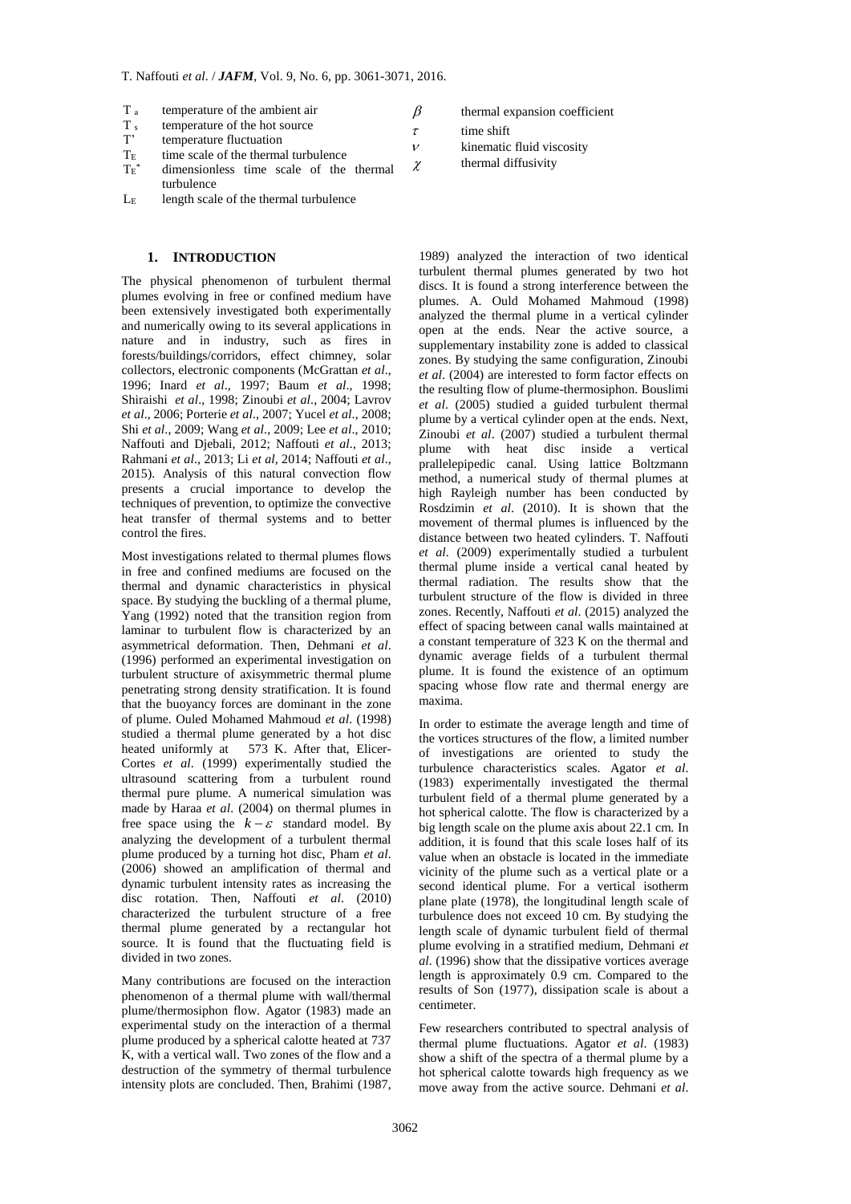$T_a$ temperature of the ambient air
$T_s$ temperature of the hot source
$T'$ temperature fluctuation
$T_E$ time scale of the thermal turbulence
$T_E^*$ dimensionless time scale of the thermal turbulence
$L_E$ length scale of the thermal turbulence

$\beta$ thermal expansion coefficient
$\tau$ time shift
$\nu$ kinematic fluid viscosity
$\chi$ thermal diffusivity

## 1. INTRODUCTION

The physical phenomenon of turbulent thermal plumes evolving in free or confined medium have been extensively investigated both experimentally and numerically owing to its several applications in nature and in industry, such as fires in forests/buildings/corridors, effect chimney, solar collectors, electronic components (McGrattan *et al*., 1996; Inard *et al*., 1997; Baum *et al*., 1998; Shiraishi *et al*., 1998; Zinoubi *et al*., 2004; Lavrov *et al*., 2006; Porterie *et al*., 2007; Yucel *et al*., 2008; Shi *et al*., 2009; Wang *et al*., 2009; Lee *et al*., 2010; Naffouti and Djebali, 2012; Naffouti *et al*., 2013; Rahmani *et al*., 2013; Li *et al*, 2014; Naffouti *et al*., 2015). Analysis of this natural convection flow presents a crucial importance to develop the techniques of prevention, to optimize the convective heat transfer of thermal systems and to better control the fires.

Most investigations related to thermal plumes flows in free and confined mediums are focused on the thermal and dynamic characteristics in physical space. By studying the buckling of a thermal plume, Yang (1992) noted that the transition region from laminar to turbulent flow is characterized by an asymmetrical deformation. Then, Dehmani *et al*. (1996) performed an experimental investigation on turbulent structure of axisymmetric thermal plume penetrating strong density stratification. It is found that the buoyancy forces are dominant in the zone of plume. Ouled Mohamed Mahmoud *et al*. (1998) studied a thermal plume generated by a hot disc heated uniformly at 573 K. After that, Elicer-Cortes *et al*. (1999) experimentally studied the ultrasound scattering from a turbulent round thermal pure plume. A numerical simulation was made by Haraa *et al*. (2004) on thermal plumes in free space using the $k-\varepsilon$ standard model. By analyzing the development of a turbulent thermal plume produced by a turning hot disc, Pham *et al*. (2006) showed an amplification of thermal and dynamic turbulent intensity rates as increasing the disc rotation. Then, Naffouti *et al*. (2010) characterized the turbulent structure of a free thermal plume generated by a rectangular hot source. It is found that the fluctuating field is divided in two zones.

Many contributions are focused on the interaction phenomenon of a thermal plume with wall/thermal plume/thermosiphon flow. Agator (1983) made an experimental study on the interaction of a thermal plume produced by a spherical calotte heated at 737 K, with a vertical wall. Two zones of the flow and a destruction of the symmetry of thermal turbulence intensity plots are concluded. Then, Brahimi (1987, 1989) analyzed the interaction of two identical turbulent thermal plumes generated by two hot discs. It is found a strong interference between the plumes. A. Ould Mohamed Mahmoud (1998) analyzed the thermal plume in a vertical cylinder open at the ends. Near the active source, a supplementary instability zone is added to classical zones. By studying the same configuration, Zinoubi *et al*. (2004) are interested to form factor effects on the resulting flow of plume-thermosiphon. Bouslimi *et al*. (2005) studied a guided turbulent thermal plume by a vertical cylinder open at the ends. Next, Zinoubi *et al*. (2007) studied a turbulent thermal plume with heat disc inside a vertical prallelepipedic canal. Using lattice Boltzmann method, a numerical study of thermal plumes at high Rayleigh number has been conducted by Rosdzimin *et al*. (2010). It is shown that the movement of thermal plumes is influenced by the distance between two heated cylinders. T. Naffouti *et al*. (2009) experimentally studied a turbulent thermal plume inside a vertical canal heated by thermal radiation. The results show that the turbulent structure of the flow is divided in three zones. Recently, Naffouti *et al*. (2015) analyzed the effect of spacing between canal walls maintained at a constant temperature of 323 K on the thermal and dynamic average fields of a turbulent thermal plume. It is found the existence of an optimum spacing whose flow rate and thermal energy are maxima.

In order to estimate the average length and time of the vortices structures of the flow, a limited number of investigations are oriented to study the turbulence characteristics scales. Agator *et al*. (1983) experimentally investigated the thermal turbulent field of a thermal plume generated by a hot spherical calotte. The flow is characterized by a big length scale on the plume axis about 22.1 cm. In addition, it is found that this scale loses half of its value when an obstacle is located in the immediate vicinity of the plume such as a vertical plate or a second identical plume. For a vertical isotherm plane plate (1978), the longitudinal length scale of turbulence does not exceed 10 cm. By studying the length scale of dynamic turbulent field of thermal plume evolving in a stratified medium, Dehmani *et al*. (1996) show that the dissipative vortices average length is approximately 0.9 cm. Compared to the results of Son (1977), dissipation scale is about a centimeter.

Few researchers contributed to spectral analysis of thermal plume fluctuations. Agator *et al*. (1983) show a shift of the spectra of a thermal plume by a hot spherical calotte towards high frequency as we move away from the active source. Dehmani *et al*.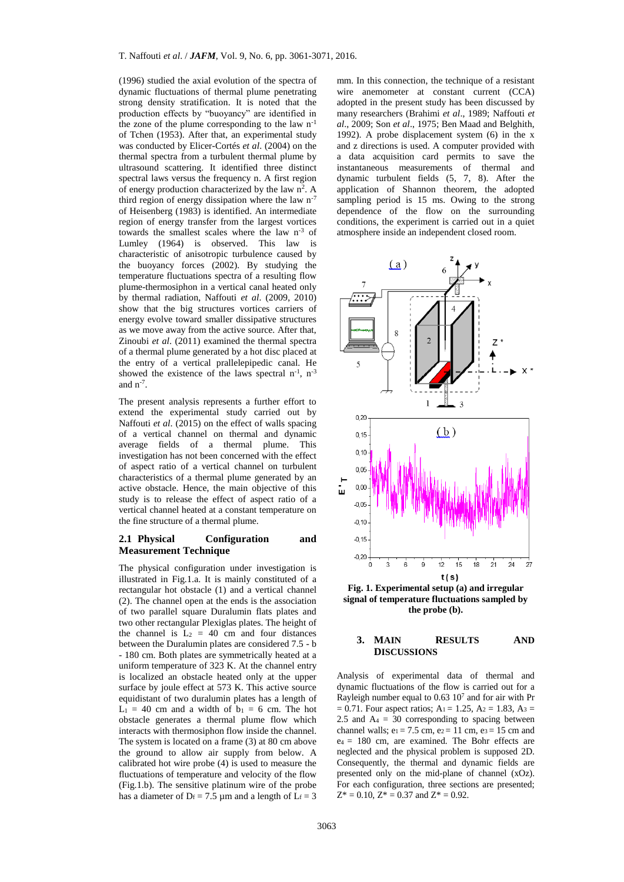(1996) studied the axial evolution of the spectra of dynamic fluctuations of thermal plume penetrating strong density stratification. It is noted that the production effects by "buoyancy" are identified in the zone of the plume corresponding to the law $n^{-1}$ of Tchen (1953). After that, an experimental study was conducted by Elicer-Cortés *et al*. (2004) on the thermal spectra from a turbulent thermal plume by ultrasound scattering. It identified three distinct spectral laws versus the frequency n. A first region of energy production characterized by the law $n^2$. A third region of energy dissipation where the law $n^{-7}$ of Heisenberg (1983) is identified. An intermediate region of energy transfer from the largest vortices towards the smallest scales where the law $n^{-3}$ of Lumley (1964) is observed. This law is characteristic of anisotropic turbulence caused by the buoyancy forces (2002). By studying the temperature fluctuations spectra of a resulting flow plume-thermosiphon in a vertical canal heated only by thermal radiation, Naffouti *et al*. (2009, 2010) show that the big structures vortices carriers of energy evolve toward smaller dissipative structures as we move away from the active source. After that, Zinoubi *et al*. (2011) examined the thermal spectra of a thermal plume generated by a hot disc placed at the entry of a vertical prallelepipedic canal. He showed the existence of the laws spectral $n^{-1}$, $n^{-3}$ and $n^{-7}$.

The present analysis represents a further effort to extend the experimental study carried out by Naffouti *et al*. (2015) on the effect of walls spacing of a vertical channel on thermal and dynamic average fields of a thermal plume. This investigation has not been concerned with the effect of aspect ratio of a vertical channel on turbulent characteristics of a thermal plume generated by an active obstacle. Hence, the main objective of this study is to release the effect of aspect ratio of a vertical channel heated at a constant temperature on the fine structure of a thermal plume.

### 2.1 Physical Configuration and Measurement Technique

The physical configuration under investigation is illustrated in Fig.1.a. It is mainly constituted of a rectangular hot obstacle (1) and a vertical channel (2). The channel open at the ends is the association of two parallel square Duralumin flats plates and two other rectangular Plexiglas plates. The height of the channel is $L_2$ = 40 cm and four distances between the Duralumin plates are considered 7.5 - b - 180 cm. Both plates are symmetrically heated at a uniform temperature of 323 K. At the channel entry is localized an obstacle heated only at the upper surface by joule effect at 573 K. This active source equidistant of two duralumin plates has a length of $L_1$ = 40 cm and a width of $b_1$ = 6 cm. The hot obstacle generates a thermal plume flow which interacts with thermosiphon flow inside the channel. The system is located on a frame (3) at 80 cm above the ground to allow air supply from below. A calibrated hot wire probe (4) is used to measure the fluctuations of temperature and velocity of the flow (Fig.1.b). The sensitive platinum wire of the probe has a diameter of $D_f$ = 7.5 µm and a length of $L_f$ = 3 mm. In this connection, the technique of a resistant wire anemometer at constant current (CCA) adopted in the present study has been discussed by many researchers (Brahimi *et al*., 1989; Naffouti *et al*., 2009; Son *et al*., 1975; Ben Maad and Belghith, 1992). A probe displacement system (6) in the x and z directions is used. A computer provided with a data acquisition card permits to save the instantaneous measurements of thermal and dynamic turbulent fields (5, 7, 8). After the application of Shannon theorem, the adopted sampling period is 15 ms. Owing to the strong dependence of the flow on the surrounding conditions, the experiment is carried out in a quiet atmosphere inside an independent closed room.

**Fig. 1. Experimental setup (a) and irregular signal of temperature fluctuations sampled by the probe (b).**

## 3. MAIN RESULTS AND DISCUSSIONS

Analysis of experimental data of thermal and dynamic fluctuations of the flow is carried out for a Rayleigh number equal to $0.63\ 10^7$ and for air with Pr = 0.71. Four aspect ratios; $A_1$ = 1.25, $A_2$ = 1.83, $A_3$ = 2.5 and $A_4$ = 30 corresponding to spacing between channel walls; $e_1$ = 7.5 cm, $e_2$ = 11 cm, $e_3$ = 15 cm and $e_4$ = 180 cm, are examined. The Bohr effects are neglected and the physical problem is supposed 2D. Consequently, the thermal and dynamic fields are presented only on the mid-plane of channel (xOz). For each configuration, three sections are presented; $Z^*$ = 0.10, $Z^*$ = 0.37 and $Z^*$ = 0.92.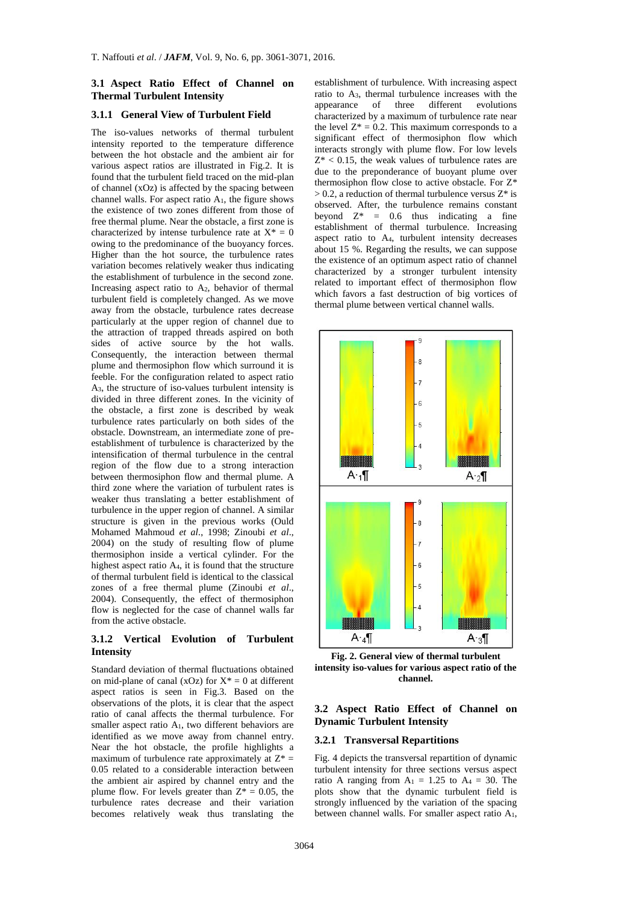### 3.1 Aspect Ratio Effect of Channel on Thermal Turbulent Intensity

#### 3.1.1 General View of Turbulent Field

The iso-values networks of thermal turbulent intensity reported to the temperature difference between the hot obstacle and the ambient air for various aspect ratios are illustrated in Fig.2. It is found that the turbulent field traced on the mid-plan of channel (xOz) is affected by the spacing between channel walls. For aspect ratio $A_1$, the figure shows the existence of two zones different from those of free thermal plume. Near the obstacle, a first zone is characterized by intense turbulence rate at $X^* = 0$ owing to the predominance of the buoyancy forces. Higher than the hot source, the turbulence rates variation becomes relatively weaker thus indicating the establishment of turbulence in the second zone. Increasing aspect ratio to $A_2$, behavior of thermal turbulent field is completely changed. As we move away from the obstacle, turbulence rates decrease particularly at the upper region of channel due to the attraction of trapped threads aspired on both sides of active source by the hot walls. Consequently, the interaction between thermal plume and thermosiphon flow which surround it is feeble. For the configuration related to aspect ratio $A_3$, the structure of iso-values turbulent intensity is divided in three different zones. In the vicinity of the obstacle, a first zone is described by weak turbulence rates particularly on both sides of the obstacle. Downstream, an intermediate zone of pre-establishment of turbulence is characterized by the intensification of thermal turbulence in the central region of the flow due to a strong interaction between thermosiphon flow and thermal plume. A third zone where the variation of turbulent rates is weaker thus translating a better establishment of turbulence in the upper region of channel. A similar structure is given in the previous works (Ould Mohamed Mahmoud *et al*., 1998; Zinoubi *et al*., 2004) on the study of resulting flow of plume thermosiphon inside a vertical cylinder. For the highest aspect ratio $A_4$, it is found that the structure of thermal turbulent field is identical to the classical zones of a free thermal plume (Zinoubi *et al*., 2004). Consequently, the effect of thermosiphon flow is neglected for the case of channel walls far from the active obstacle.

#### 3.1.2 Vertical Evolution of Turbulent Intensity

Standard deviation of thermal fluctuations obtained on mid-plane of canal (xOz) for $X^* = 0$ at different aspect ratios is seen in Fig.3. Based on the observations of the plots, it is clear that the aspect ratio of canal affects the thermal turbulence. For smaller aspect ratio $A_1$, two different behaviors are identified as we move away from channel entry. Near the hot obstacle, the profile highlights a maximum of turbulence rate approximately at $Z^* = 0.05$ related to a considerable interaction between the ambient air aspired by channel entry and the plume flow. For levels greater than $Z^* = 0.05$, the turbulence rates decrease and their variation becomes relatively weak thus translating the establishment of turbulence. With increasing aspect ratio to $A_3$, thermal turbulence increases with the appearance of three different evolutions characterized by a maximum of turbulence rate near the level $Z^* = 0.2$. This maximum corresponds to a significant effect of thermosiphon flow which interacts strongly with plume flow. For low levels $Z^* < 0.15$, the weak values of turbulence rates are due to the preponderance of buoyant plume over thermosiphon flow close to active obstacle. For $Z^* > 0.2$, a reduction of thermal turbulence versus $Z^*$ is observed. After, the turbulence remains constant beyond $Z^* = 0.6$ thus indicating a fine establishment of thermal turbulence. Increasing aspect ratio to $A_4$, turbulent intensity decreases about 15 %. Regarding the results, we can suppose the existence of an optimum aspect ratio of channel characterized by a stronger turbulent intensity related to important effect of thermosiphon flow which favors a fast destruction of big vortices of thermal plume between vertical channel walls.

**Fig. 2. General view of thermal turbulent intensity iso-values for various aspect ratio of the channel.**

### 3.2 Aspect Ratio Effect of Channel on Dynamic Turbulent Intensity

#### 3.2.1 Transversal Repartitions

Fig. 4 depicts the transversal repartition of dynamic turbulent intensity for three sections versus aspect ratio A ranging from $A_1 = 1.25$ to $A_4 = 30$. The plots show that the dynamic turbulent field is strongly influenced by the variation of the spacing between channel walls. For smaller aspect ratio $A_1$,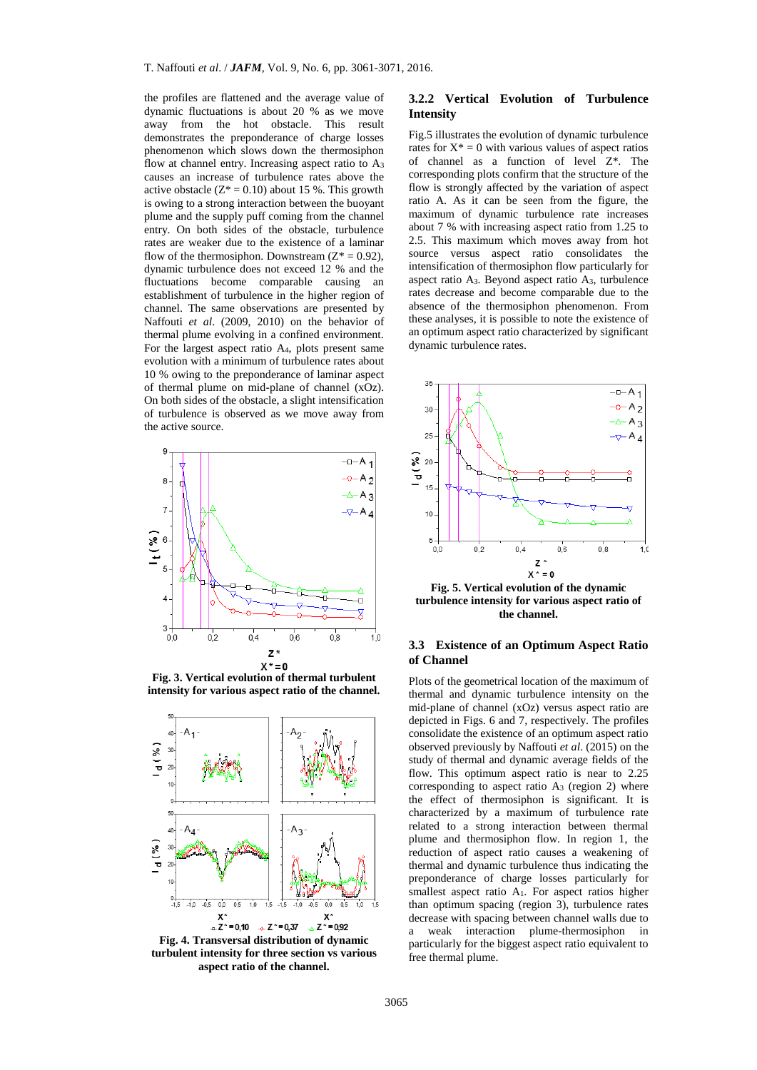the profiles are flattened and the average value of dynamic fluctuations is about 20 % as we move away from the hot obstacle. This result demonstrates the preponderance of charge losses phenomenon which slows down the thermosiphon flow at channel entry. Increasing aspect ratio to $A_3$ causes an increase of turbulence rates above the active obstacle ($Z^* = 0.10$) about 15 %. This growth is owing to a strong interaction between the buoyant plume and the supply puff coming from the channel entry. On both sides of the obstacle, turbulence rates are weaker due to the existence of a laminar flow of the thermosiphon. Downstream ($Z^* = 0.92$), dynamic turbulence does not exceed 12 % and the fluctuations become comparable causing an establishment of turbulence in the higher region of channel. The same observations are presented by Naffouti *et al*. (2009, 2010) on the behavior of thermal plume evolving in a confined environment. For the largest aspect ratio $A_4$, plots present same evolution with a minimum of turbulence rates about 10 % owing to the preponderance of laminar aspect of thermal plume on mid-plane of channel (xOz). On both sides of the obstacle, a slight intensification of turbulence is observed as we move away from the active source.

**Fig. 3. Vertical evolution of thermal turbulent intensity for various aspect ratio of the channel.**

**Fig. 4. Transversal distribution of dynamic turbulent intensity for three section vs various aspect ratio of the channel.**

### 3.2.2 Vertical Evolution of Turbulence Intensity

Fig.5 illustrates the evolution of dynamic turbulence rates for $X^* = 0$ with various values of aspect ratios of channel as a function of level $Z^*$. The corresponding plots confirm that the structure of the flow is strongly affected by the variation of aspect ratio A. As it can be seen from the figure, the maximum of dynamic turbulence rate increases about 7 % with increasing aspect ratio from 1.25 to 2.5. This maximum which moves away from hot source versus aspect ratio consolidates the intensification of thermosiphon flow particularly for aspect ratio $A_3$. Beyond aspect ratio $A_3$, turbulence rates decrease and become comparable due to the absence of the thermosiphon phenomenon. From these analyses, it is possible to note the existence of an optimum aspect ratio characterized by significant dynamic turbulence rates.

**Fig. 5. Vertical evolution of the dynamic turbulence intensity for various aspect ratio of the channel.**

### 3.3 Existence of an Optimum Aspect Ratio of Channel

Plots of the geometrical location of the maximum of thermal and dynamic turbulence intensity on the mid-plane of channel (xOz) versus aspect ratio are depicted in Figs. 6 and 7, respectively. The profiles consolidate the existence of an optimum aspect ratio observed previously by Naffouti *et al*. (2015) on the study of thermal and dynamic average fields of the flow. This optimum aspect ratio is near to 2.25 corresponding to aspect ratio $A_3$ (region 2) where the effect of thermosiphon is significant. It is characterized by a maximum of turbulence rate related to a strong interaction between thermal plume and thermosiphon flow. In region 1, the reduction of aspect ratio causes a weakening of thermal and dynamic turbulence thus indicating the preponderance of charge losses particularly for smallest aspect ratio $A_1$. For aspect ratios higher than optimum spacing (region 3), turbulence rates decrease with spacing between channel walls due to a weak interaction plume-thermosiphon in particularly for the biggest aspect ratio equivalent to free thermal plume.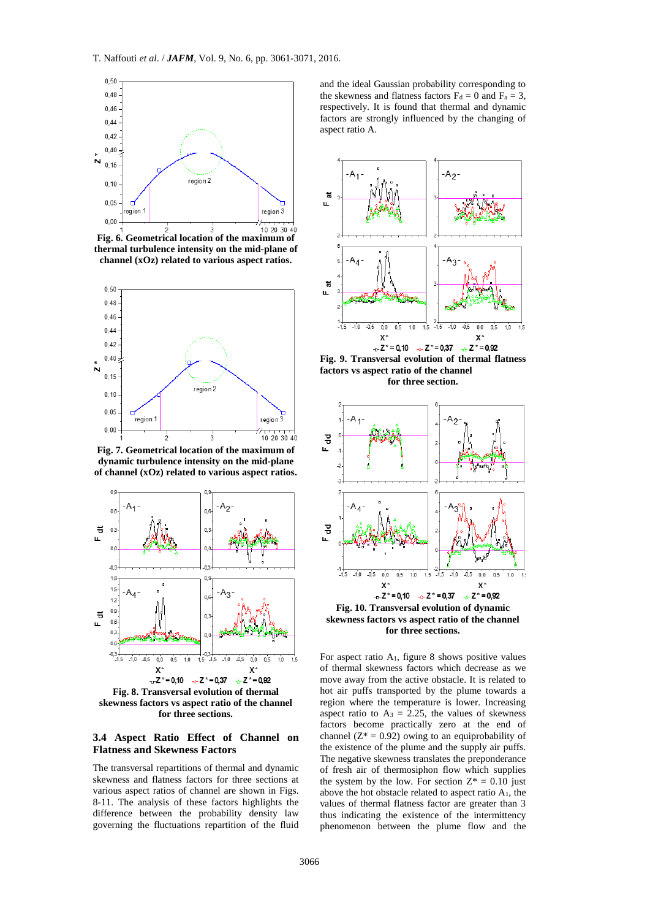Fig. 6. Geometrical location of the maximum of thermal turbulence intensity on the mid-plane of channel (xOz) related to various aspect ratios.

Fig. 7. Geometrical location of the maximum of dynamic turbulence intensity on the mid-plane of channel (xOz) related to various aspect ratios.

Fig. 8. Transversal evolution of thermal skewness factors vs aspect ratio of the channel for three sections.

## 3.4 Aspect Ratio Effect of Channel on Flatness and Skewness Factors

The transversal repartitions of thermal and dynamic skewness and flatness factors for three sections at various aspect ratios of channel are shown in Figs. 8-11. The analysis of these factors highlights the difference between the probability density law governing the fluctuations repartition of the fluid and the ideal Gaussian probability corresponding to the skewness and flatness factors $F_d = 0$ and $F_a = 3$, respectively. It is found that thermal and dynamic factors are strongly influenced by the changing of aspect ratio A.

Fig. 9. Transversal evolution of thermal flatness factors vs aspect ratio of the channel for three section.

Fig. 10. Transversal evolution of dynamic skewness factors vs aspect ratio of the channel for three sections.

For aspect ratio $A_1$, figure 8 shows positive values of thermal skewness factors which decrease as we move away from the active obstacle. It is related to hot air puffs transported by the plume towards a region where the temperature is lower. Increasing aspect ratio to $A_3 = 2.25$, the values of skewness factors become practically zero at the end of channel ($Z^* = 0.92$) owing to an equiprobability of the existence of the plume and the supply air puffs. The negative skewness translates the preponderance of fresh air of thermosiphon flow which supplies the system by the low. For section $Z^* = 0.10$ just above the hot obstacle related to aspect ratio $A_1$, the values of thermal flatness factor are greater than 3 thus indicating the existence of the intermittency phenomenon between the plume flow and the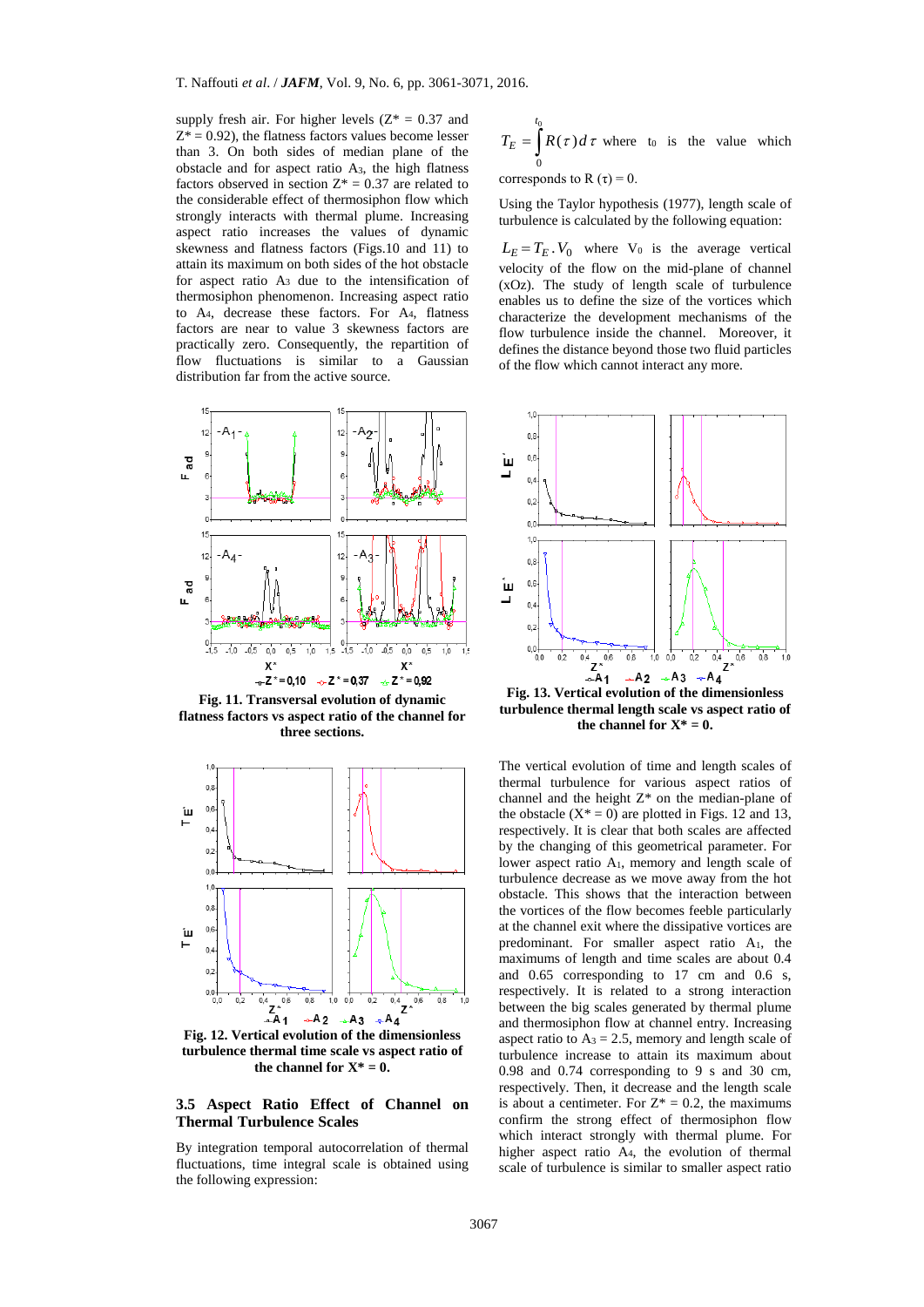supply fresh air. For higher levels ($Z^* = 0.37$ and $Z^* = 0.92$), the flatness factors values become lesser than 3. On both sides of median plane of the obstacle and for aspect ratio $A_3$, the high flatness factors observed in section $Z^* = 0.37$ are related to the considerable effect of thermosiphon flow which strongly interacts with thermal plume. Increasing aspect ratio increases the values of dynamic skewness and flatness factors (Figs.10 and 11) to attain its maximum on both sides of the hot obstacle for aspect ratio $A_3$ due to the intensification of thermosiphon phenomenon. Increasing aspect ratio to $A_4$, decrease these factors. For $A_4$, flatness factors are near to value 3 skewness factors are practically zero. Consequently, the repartition of flow fluctuations is similar to a Gaussian distribution far from the active source.

**Fig. 11. Transversal evolution of dynamic flatness factors vs aspect ratio of the channel for three sections.**

**Fig. 12. Vertical evolution of the dimensionless turbulence thermal time scale vs aspect ratio of the channel for X* = 0.**

## 3.5 Aspect Ratio Effect of Channel on Thermal Turbulence Scales

By integration temporal autocorrelation of thermal fluctuations, time integral scale is obtained using the following expression:

$$T_E = \int_0^{t_0} R(\tau)\, d\tau$$ where $t_0$ is the value which corresponds to $R(\tau) = 0$.

Using the Taylor hypothesis (1977), length scale of turbulence is calculated by the following equation:

$L_E = T_E . V_0$ where $V_0$ is the average vertical velocity of the flow on the mid-plane of channel (xOz). The study of length scale of turbulence enables us to define the size of the vortices which characterize the development mechanisms of the flow turbulence inside the channel. Moreover, it defines the distance beyond those two fluid particles of the flow which cannot interact any more.

**Fig. 13. Vertical evolution of the dimensionless turbulence thermal length scale vs aspect ratio of the channel for X* = 0.**

The vertical evolution of time and length scales of thermal turbulence for various aspect ratios of channel and the height $Z^*$ on the median-plane of the obstacle ($X^* = 0$) are plotted in Figs. 12 and 13, respectively. It is clear that both scales are affected by the changing of this geometrical parameter. For lower aspect ratio $A_1$, memory and length scale of turbulence decrease as we move away from the hot obstacle. This shows that the interaction between the vortices of the flow becomes feeble particularly at the channel exit where the dissipative vortices are predominant. For smaller aspect ratio $A_1$, the maximums of length and time scales are about 0.4 and 0.65 corresponding to 17 cm and 0.6 s, respectively. It is related to a strong interaction between the big scales generated by thermal plume and thermosiphon flow at channel entry. Increasing aspect ratio to $A_3 = 2.5$, memory and length scale of turbulence increase to attain its maximum about 0.98 and 0.74 corresponding to 9 s and 30 cm, respectively. Then, it decrease and the length scale is about a centimeter. For $Z^* = 0.2$, the maximums confirm the strong effect of thermosiphon flow which interact strongly with thermal plume. For higher aspect ratio $A_4$, the evolution of thermal scale of turbulence is similar to smaller aspect ratio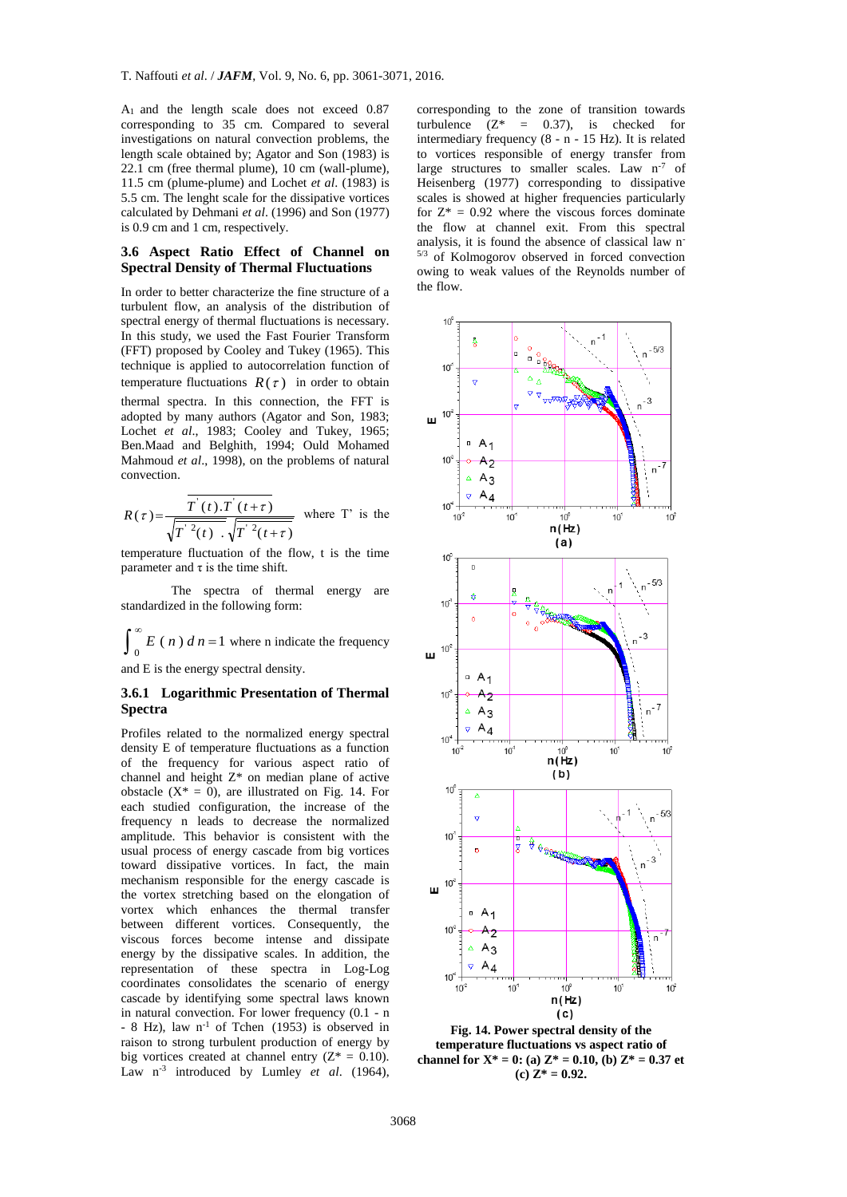$A_1$ and the length scale does not exceed 0.87 corresponding to 35 cm. Compared to several investigations on natural convection problems, the length scale obtained by; Agator and Son (1983) is 22.1 cm (free thermal plume), 10 cm (wall-plume), 11.5 cm (plume-plume) and Lochet *et al*. (1983) is 5.5 cm. The lenght scale for the dissipative vortices calculated by Dehmani *et al*. (1996) and Son (1977) is 0.9 cm and 1 cm, respectively.

### 3.6 Aspect Ratio Effect of Channel on Spectral Density of Thermal Fluctuations

In order to better characterize the fine structure of a turbulent flow, an analysis of the distribution of spectral energy of thermal fluctuations is necessary. In this study, we used the Fast Fourier Transform (FFT) proposed by Cooley and Tukey (1965). This technique is applied to autocorrelation function of temperature fluctuations $R(\tau)$ in order to obtain thermal spectra. In this connection, the FFT is adopted by many authors (Agator and Son, 1983; Lochet *et al*., 1983; Cooley and Tukey, 1965; Ben.Maad and Belghith, 1994; Ould Mohamed Mahmoud *et al*., 1998), on the problems of natural convection.

$$R(\tau)=\frac{\overline{T'(t).T'(t+\tau)}}{\sqrt{\overline{T'^{2}(t)}}\ .\sqrt{\overline{T'^{2}(t+\tau)}}}$$ where T' is the temperature fluctuation of the flow, t is the time parameter and $\tau$ is the time shift.

The spectra of thermal energy are standardized in the following form:

$$\int_0^{\infty} E\ (n)\ d\,n=1$$ where n indicate the frequency and E is the energy spectral density.

#### 3.6.1 Logarithmic Presentation of Thermal Spectra

Profiles related to the normalized energy spectral density E of temperature fluctuations as a function of the frequency for various aspect ratio of channel and height Z* on median plane of active obstacle (X* = 0), are illustrated on Fig. 14. For each studied configuration, the increase of the frequency n leads to decrease the normalized amplitude. This behavior is consistent with the usual process of energy cascade from big vortices toward dissipative vortices. In fact, the main mechanism responsible for the energy cascade is the vortex stretching based on the elongation of vortex which enhances the thermal transfer between different vortices. Consequently, the viscous forces become intense and dissipate energy by the dissipative scales. In addition, the representation of these spectra in Log-Log coordinates consolidates the scenario of energy cascade by identifying some spectral laws known in natural convection. For lower frequency (0.1 - n - 8 Hz), law $n^{-1}$ of Tchen (1953) is observed in raison to strong turbulent production of energy by big vortices created at channel entry (Z* = 0.10). Law $n^{-3}$ introduced by Lumley *et al*. (1964), corresponding to the zone of transition towards turbulence (Z* = 0.37), is checked for intermediary frequency (8 - n - 15 Hz). It is related to vortices responsible of energy transfer from large structures to smaller scales. Law $n^{-7}$ of Heisenberg (1977) corresponding to dissipative scales is showed at higher frequencies particularly for Z* = 0.92 where the viscous forces dominate the flow at channel exit. From this spectral analysis, it is found the absence of classical law $n^{-5/3}$ of Kolmogorov observed in forced convection owing to weak values of the Reynolds number of the flow.

**Fig. 14. Power spectral density of the temperature fluctuations vs aspect ratio of channel for X* = 0: (a) Z* = 0.10, (b) Z* = 0.37 et (c) Z* = 0.92.**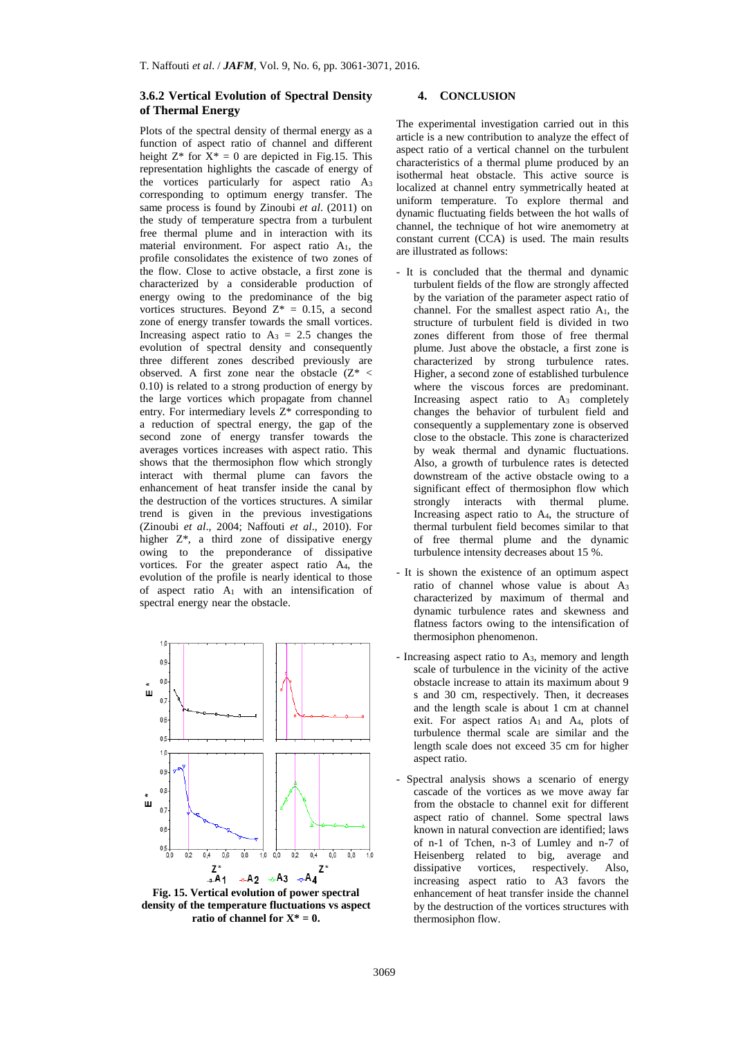### 3.6.2 Vertical Evolution of Spectral Density of Thermal Energy

Plots of the spectral density of thermal energy as a function of aspect ratio of channel and different height $Z^*$ for $X^* = 0$ are depicted in Fig.15. This representation highlights the cascade of energy of the vortices particularly for aspect ratio $A_3$ corresponding to optimum energy transfer. The same process is found by Zinoubi *et al*. (2011) on the study of temperature spectra from a turbulent free thermal plume and in interaction with its material environment. For aspect ratio $A_1$, the profile consolidates the existence of two zones of the flow. Close to active obstacle, a first zone is characterized by a considerable production of energy owing to the predominance of the big vortices structures. Beyond $Z^* = 0.15$, a second zone of energy transfer towards the small vortices. Increasing aspect ratio to $A_3 = 2.5$ changes the evolution of spectral density and consequently three different zones described previously are observed. A first zone near the obstacle ($Z^* < 0.10$) is related to a strong production of energy by the large vortices which propagate from channel entry. For intermediary levels $Z^*$ corresponding to a reduction of spectral energy, the gap of the second zone of energy transfer towards the averages vortices increases with aspect ratio. This shows that the thermosiphon flow which strongly interact with thermal plume can favors the enhancement of heat transfer inside the canal by the destruction of the vortices structures. A similar trend is given in the previous investigations (Zinoubi *et al*., 2004; Naffouti *et al*., 2010). For higher $Z^*$, a third zone of dissipative energy owing to the preponderance of dissipative vortices. For the greater aspect ratio $A_4$, the evolution of the profile is nearly identical to those of aspect ratio $A_1$ with an intensification of spectral energy near the obstacle.

**Fig. 15. Vertical evolution of power spectral density of the temperature fluctuations vs aspect ratio of channel for $X^* = 0$.**

## 4. CONCLUSION

The experimental investigation carried out in this article is a new contribution to analyze the effect of aspect ratio of a vertical channel on the turbulent characteristics of a thermal plume produced by an isothermal heat obstacle. This active source is localized at channel entry symmetrically heated at uniform temperature. To explore thermal and dynamic fluctuating fields between the hot walls of channel, the technique of hot wire anemometry at constant current (CCA) is used. The main results are illustrated as follows:

- It is concluded that the thermal and dynamic turbulent fields of the flow are strongly affected by the variation of the parameter aspect ratio of channel. For the smallest aspect ratio $A_1$, the structure of turbulent field is divided in two zones different from those of free thermal plume. Just above the obstacle, a first zone is characterized by strong turbulence rates. Higher, a second zone of established turbulence where the viscous forces are predominant. Increasing aspect ratio to $A_3$ completely changes the behavior of turbulent field and consequently a supplementary zone is observed close to the obstacle. This zone is characterized by weak thermal and dynamic fluctuations. Also, a growth of turbulence rates is detected downstream of the active obstacle owing to a significant effect of thermosiphon flow which strongly interacts with thermal plume. Increasing aspect ratio to $A_4$, the structure of thermal turbulent field becomes similar to that of free thermal plume and the dynamic turbulence intensity decreases about 15 %.
- It is shown the existence of an optimum aspect ratio of channel whose value is about $A_3$ characterized by maximum of thermal and dynamic turbulence rates and skewness and flatness factors owing to the intensification of thermosiphon phenomenon.
- Increasing aspect ratio to $A_3$, memory and length scale of turbulence in the vicinity of the active obstacle increase to attain its maximum about 9 s and 30 cm, respectively. Then, it decreases and the length scale is about 1 cm at channel exit. For aspect ratios $A_1$ and $A_4$, plots of turbulence thermal scale are similar and the length scale does not exceed 35 cm for higher aspect ratio.
- Spectral analysis shows a scenario of energy cascade of the vortices as we move away far from the obstacle to channel exit for different aspect ratio of channel. Some spectral laws known in natural convection are identified; laws of n-1 of Tchen, n-3 of Lumley and n-7 of Heisenberg related to big, average and dissipative vortices, respectively. Also, increasing aspect ratio to A3 favors the enhancement of heat transfer inside the channel by the destruction of the vortices structures with thermosiphon flow.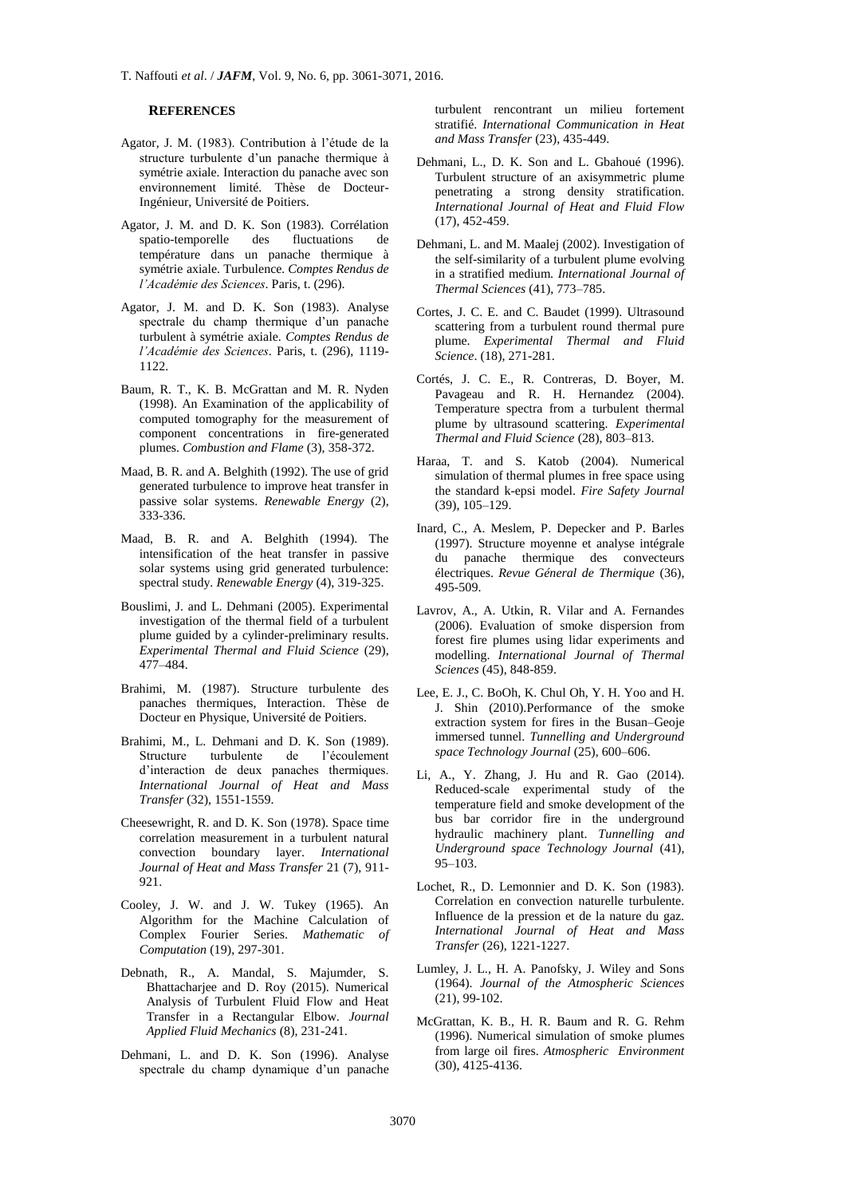## REFERENCES

Agator, J. M. (1983). Contribution à l'étude de la structure turbulente d'un panache thermique à symétrie axiale. Interaction du panache avec son environnement limité. Thèse de Docteur-Ingénieur, Université de Poitiers.

Agator, J. M. and D. K. Son (1983). Corrélation spatio-temporelle des fluctuations de température dans un panache thermique à symétrie axiale. Turbulence. *Comptes Rendus de l'Académie des Sciences*. Paris, t. (296).

Agator, J. M. and D. K. Son (1983). Analyse spectrale du champ thermique d'un panache turbulent à symétrie axiale. *Comptes Rendus de l'Académie des Sciences*. Paris, t. (296), 1119-1122.

Baum, R. T., K. B. McGrattan and M. R. Nyden (1998). An Examination of the applicability of computed tomography for the measurement of component concentrations in fire-generated plumes. *Combustion and Flame* (3), 358-372.

Maad, B. R. and A. Belghith (1992). The use of grid generated turbulence to improve heat transfer in passive solar systems. *Renewable Energy* (2), 333-336.

Maad, B. R. and A. Belghith (1994). The intensification of the heat transfer in passive solar systems using grid generated turbulence: spectral study. *Renewable Energy* (4), 319-325.

Bouslimi, J. and L. Dehmani (2005). Experimental investigation of the thermal field of a turbulent plume guided by a cylinder-preliminary results. *Experimental Thermal and Fluid Science* (29), 477–484.

Brahimi, M. (1987). Structure turbulente des panaches thermiques, Interaction. Thèse de Docteur en Physique, Université de Poitiers.

Brahimi, M., L. Dehmani and D. K. Son (1989). Structure turbulente de l'écoulement d'interaction de deux panaches thermiques. *International Journal of Heat and Mass Transfer* (32), 1551-1559.

Cheesewright, R. and D. K. Son (1978). Space time correlation measurement in a turbulent natural convection boundary layer. *International Journal of Heat and Mass Transfer* 21 (7), 911-921.

Cooley, J. W. and J. W. Tukey (1965). An Algorithm for the Machine Calculation of Complex Fourier Series. *Mathematic of Computation* (19), 297-301.

Debnath, R., A. Mandal, S. Majumder, S. Bhattacharjee and D. Roy (2015). Numerical Analysis of Turbulent Fluid Flow and Heat Transfer in a Rectangular Elbow. *Journal Applied Fluid Mechanics* (8), 231-241.

Dehmani, L. and D. K. Son (1996). Analyse spectrale du champ dynamique d'un panache turbulent rencontrant un milieu fortement stratifié. *International Communication in Heat and Mass Transfer* (23), 435-449.

Dehmani, L., D. K. Son and L. Gbahoué (1996). Turbulent structure of an axisymmetric plume penetrating a strong density stratification. *International Journal of Heat and Fluid Flow* (17), 452-459.

Dehmani, L. and M. Maalej (2002). Investigation of the self-similarity of a turbulent plume evolving in a stratified medium. *International Journal of Thermal Sciences* (41), 773–785.

Cortes, J. C. E. and C. Baudet (1999). Ultrasound scattering from a turbulent round thermal pure plume. *Experimental Thermal and Fluid Science*. (18), 271-281.

Cortés, J. C. E., R. Contreras, D. Boyer, M. Pavageau and R. H. Hernandez (2004). Temperature spectra from a turbulent thermal plume by ultrasound scattering. *Experimental Thermal and Fluid Science* (28), 803–813.

Haraa, T. and S. Katob (2004). Numerical simulation of thermal plumes in free space using the standard k-epsi model. *Fire Safety Journal* (39), 105–129.

Inard, C., A. Meslem, P. Depecker and P. Barles (1997). Structure moyenne et analyse intégrale du panache thermique des convecteurs électriques. *Revue Géneral de Thermique* (36), 495-509.

Lavrov, A., A. Utkin, R. Vilar and A. Fernandes (2006). Evaluation of smoke dispersion from forest fire plumes using lidar experiments and modelling. *International Journal of Thermal Sciences* (45), 848-859.

Lee, E. J., C. BoOh, K. Chul Oh, Y. H. Yoo and H. J. Shin (2010).Performance of the smoke extraction system for fires in the Busan–Geoje immersed tunnel. *Tunnelling and Underground space Technology Journal* (25), 600–606.

Li, A., Y. Zhang, J. Hu and R. Gao (2014). Reduced-scale experimental study of the temperature field and smoke development of the bus bar corridor fire in the underground hydraulic machinery plant. *Tunnelling and Underground space Technology Journal* (41), 95–103.

Lochet, R., D. Lemonnier and D. K. Son (1983). Correlation en convection naturelle turbulente. Influence de la pression et de la nature du gaz. *International Journal of Heat and Mass Transfer* (26), 1221-1227.

Lumley, J. L., H. A. Panofsky, J. Wiley and Sons (1964). *Journal of the Atmospheric Sciences* (21), 99-102.

McGrattan, K. B., H. R. Baum and R. G. Rehm (1996). Numerical simulation of smoke plumes from large oil fires. *Atmospheric Environment* (30), 4125-4136.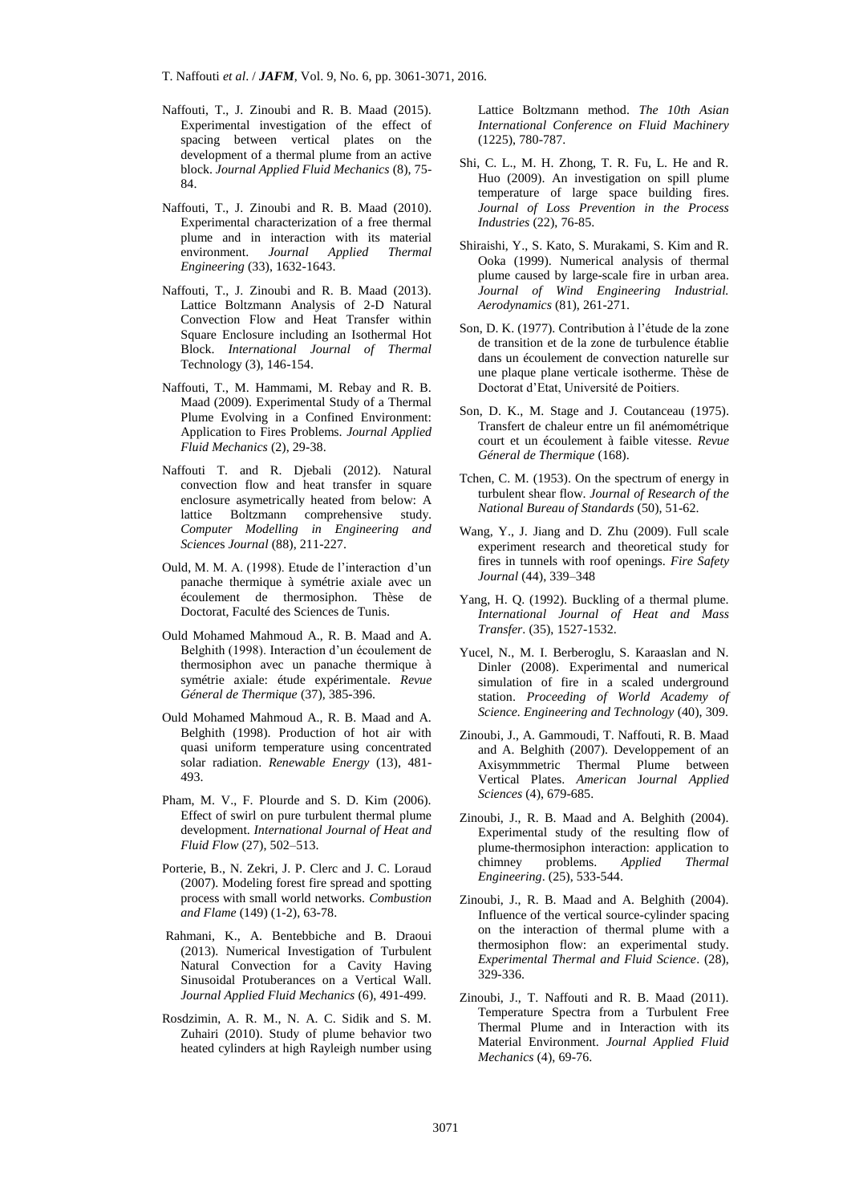Naffouti, T., J. Zinoubi and R. B. Maad (2015). Experimental investigation of the effect of spacing between vertical plates on the development of a thermal plume from an active block. *Journal Applied Fluid Mechanics* (8), 75-84.

Naffouti, T., J. Zinoubi and R. B. Maad (2010). Experimental characterization of a free thermal plume and in interaction with its material environment. *Journal Applied Thermal Engineering* (33), 1632-1643.

Naffouti, T., J. Zinoubi and R. B. Maad (2013). Lattice Boltzmann Analysis of 2-D Natural Convection Flow and Heat Transfer within Square Enclosure including an Isothermal Hot Block. *International Journal of Thermal* Technology (3), 146-154.

Naffouti, T., M. Hammami, M. Rebay and R. B. Maad (2009). Experimental Study of a Thermal Plume Evolving in a Confined Environment: Application to Fires Problems. *Journal Applied Fluid Mechanics* (2), 29-38.

Naffouti T. and R. Djebali (2012). Natural convection flow and heat transfer in square enclosure asymetrically heated from below: A lattice Boltzmann comprehensive study. *Computer Modelling in Engineering and Sciences Journal* (88), 211-227.

Ould, M. M. A. (1998). Etude de l'interaction d'un panache thermique à symétrie axiale avec un écoulement de thermosiphon. Thèse de Doctorat, Faculté des Sciences de Tunis.

Ould Mohamed Mahmoud A., R. B. Maad and A. Belghith (1998). Interaction d'un écoulement de thermosiphon avec un panache thermique à symétrie axiale: étude expérimentale. *Revue Géneral de Thermique* (37), 385-396.

Ould Mohamed Mahmoud A., R. B. Maad and A. Belghith (1998). Production of hot air with quasi uniform temperature using concentrated solar radiation. *Renewable Energy* (13), 481-493.

Pham, M. V., F. Plourde and S. D. Kim (2006). Effect of swirl on pure turbulent thermal plume development. *International Journal of Heat and Fluid Flow* (27), 502–513.

Porterie, B., N. Zekri, J. P. Clerc and J. C. Loraud (2007). Modeling forest fire spread and spotting process with small world networks. *Combustion and Flame* (149) (1-2), 63-78.

Rahmani, K., A. Bentebbiche and B. Draoui (2013). Numerical Investigation of Turbulent Natural Convection for a Cavity Having Sinusoidal Protuberances on a Vertical Wall. *Journal Applied Fluid Mechanics* (6), 491-499.

Rosdzimin, A. R. M., N. A. C. Sidik and S. M. Zuhairi (2010). Study of plume behavior two heated cylinders at high Rayleigh number using Lattice Boltzmann method. *The 10th Asian International Conference on Fluid Machinery* (1225), 780-787.

Shi, C. L., M. H. Zhong, T. R. Fu, L. He and R. Huo (2009). An investigation on spill plume temperature of large space building fires. *Journal of Loss Prevention in the Process Industries* (22), 76-85.

Shiraishi, Y., S. Kato, S. Murakami, S. Kim and R. Ooka (1999). Numerical analysis of thermal plume caused by large-scale fire in urban area. *Journal of Wind Engineering Industrial. Aerodynamics* (81), 261-271.

Son, D. K. (1977). Contribution à l'étude de la zone de transition et de la zone de turbulence établie dans un écoulement de convection naturelle sur une plaque plane verticale isotherme. Thèse de Doctorat d'Etat, Université de Poitiers.

Son, D. K., M. Stage and J. Coutanceau (1975). Transfert de chaleur entre un fil anémométrique court et un écoulement à faible vitesse. *Revue Géneral de Thermique* (168).

Tchen, C. M. (1953). On the spectrum of energy in turbulent shear flow. *Journal of Research of the National Bureau of Standards* (50), 51-62.

Wang, Y., J. Jiang and D. Zhu (2009). Full scale experiment research and theoretical study for fires in tunnels with roof openings. *Fire Safety Journal* (44), 339–348

Yang, H. Q. (1992). Buckling of a thermal plume. *International Journal of Heat and Mass Transfer*. (35), 1527-1532.

Yucel, N., M. I. Berberoglu, S. Karaaslan and N. Dinler (2008). Experimental and numerical simulation of fire in a scaled underground station. *Proceeding of World Academy of Science. Engineering and Technology* (40), 309.

Zinoubi, J., A. Gammoudi, T. Naffouti, R. B. Maad and A. Belghith (2007). Developpement of an Axisymmmetric Thermal Plume between Vertical Plates. *American Journal Applied Sciences* (4), 679-685.

Zinoubi, J., R. B. Maad and A. Belghith (2004). Experimental study of the resulting flow of plume-thermosiphon interaction: application to chimney problems. *Applied Thermal Engineering*. (25), 533-544.

Zinoubi, J., R. B. Maad and A. Belghith (2004). Influence of the vertical source-cylinder spacing on the interaction of thermal plume with a thermosiphon flow: an experimental study. *Experimental Thermal and Fluid Science*. (28), 329-336.

Zinoubi, J., T. Naffouti and R. B. Maad (2011). Temperature Spectra from a Turbulent Free Thermal Plume and in Interaction with its Material Environment. *Journal Applied Fluid Mechanics* (4), 69-76.